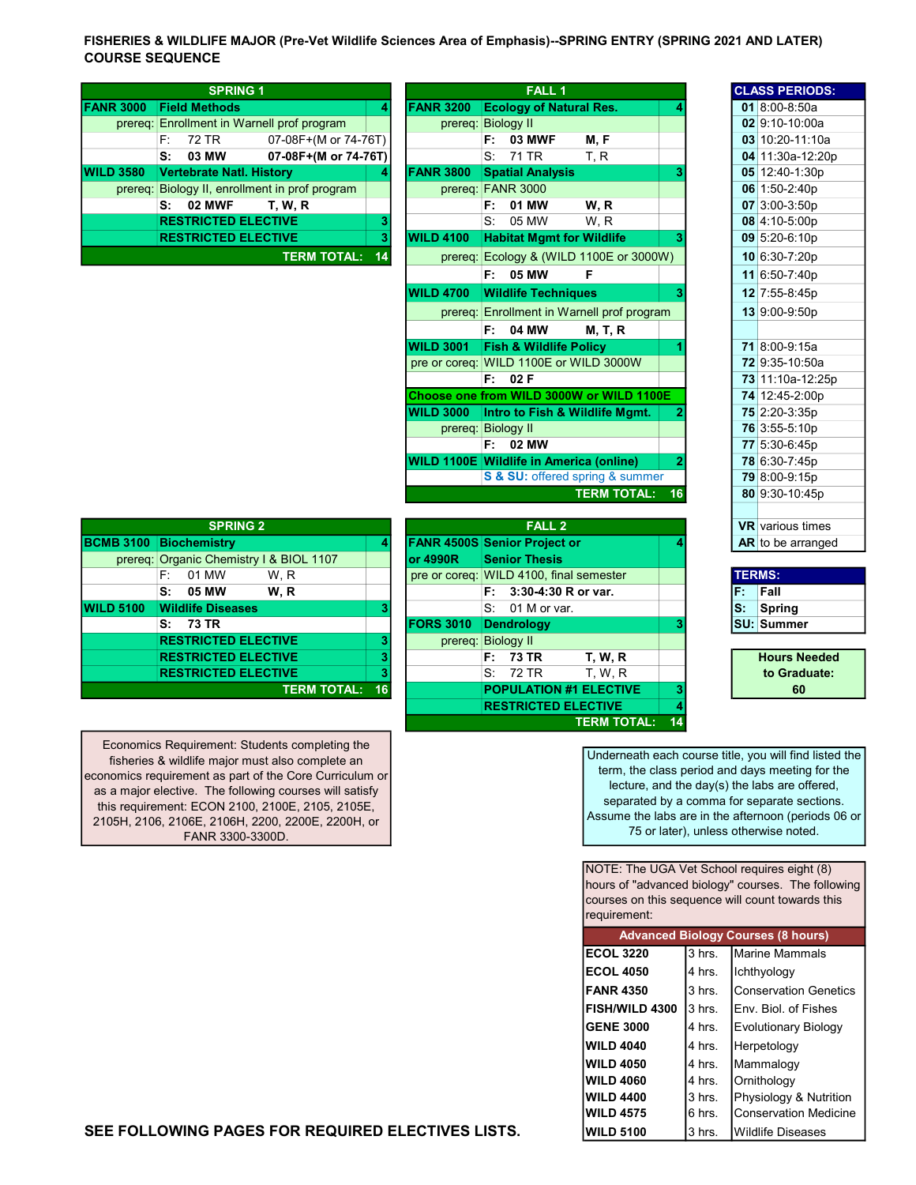# FISHERIES & WILDLIFE MAJOR (Pre-Vet Wildlife Sciences Area of Emphasis)--SPRING ENTRY (SPRING 2021 AND LATER) COURSE SEQUENCE

## SPRING 1

| Course | Title | Hrs |
|---|---|---|
| FANR 3000 | Field Methods | 4 |
| prereq: | Enrollment in Warnell prof program | |
| | F: 72 TR 07-08F+(M or 74-76T) | |
| | **S: 03 MW 07-08F+(M or 74-76T)** | |
| WILD 3580 | Vertebrate Natl. History | 4 |
| prereq: | Biology II, enrollment in prof program | |
| | **S: 02 MWF T, W, R** | |
| | RESTRICTED ELECTIVE | 3 |
| | RESTRICTED ELECTIVE | 3 |
| | TERM TOTAL: | 14 |

## FALL 1

| Course | Title | Hrs |
|---|---|---|
| FANR 3200 | Ecology of Natural Res. | 4 |
| prereq: | Biology II | |
| | **F: 03 MWF M, F** | |
| | S: 71 TR T, R | |
| FANR 3800 | Spatial Analysis | 3 |
| prereq: | FANR 3000 | |
| | **F: 01 MW W, R** | |
| | S: 05 MW W, R | |
| WILD 4100 | Habitat Mgmt for Wildlife | 3 |
| prereq: | Ecology & (WILD 1100E or 3000W) | |
| | **F: 05 MW F** | |
| WILD 4700 | Wildlife Techniques | 3 |
| prereq: | Enrollment in Warnell prof program | |
| | **F: 04 MW M, T, R** | |
| WILD 3001 | Fish & Wildlife Policy | 1 |
| pre or coreq: | WILD 1100E or WILD 3000W | |
| | **F: 02 F** | |
| Choose one from WILD 3000W or WILD 1100E | | |
| WILD 3000 | Intro to Fish & Wildlife Mgmt. | 2 |
| prereq: | Biology II | |
| | **F: 02 MW** | |
| WILD 1100E | Wildlife in America (online) | 2 |
| | **S & SU:** offered spring & summer | |
| | TERM TOTAL: | 16 |

## SPRING 2

| Course | Title | Hrs |
|---|---|---|
| BCMB 3100 | Biochemistry | 4 |
| prereq: | Organic Chemistry I & BIOL 1107 | |
| | F: 01 MW W, R | |
| | **S: 05 MW W, R** | |
| WILD 5100 | Wildlife Diseases | 3 |
| | **S: 73 TR** | |
| | RESTRICTED ELECTIVE | 3 |
| | RESTRICTED ELECTIVE | 3 |
| | RESTRICTED ELECTIVE | 3 |
| | TERM TOTAL: | 16 |

## FALL 2

| Course | Title | Hrs |
|---|---|---|
| FANR 4500S or 4990R | Senior Project or Senior Thesis | 4 |
| pre or coreq: | WILD 4100, final semester | |
| | **F: 3:30-4:30 R or var.** | |
| | S: 01 M or var. | |
| FORS 3010 | Dendrology | 3 |
| prereq: | Biology II | |
| | **F: 73 TR T, W, R** | |
| | S: 72 TR T, W, R | |
| | POPULATION #1 ELECTIVE | 3 |
| | RESTRICTED ELECTIVE | 4 |
| | TERM TOTAL: | 14 |

## CLASS PERIODS:

| Period | Time |
|---|---|
| 01 | 8:00-8:50a |
| 02 | 9:10-10:00a |
| 03 | 10:20-11:10a |
| 04 | 11:30a-12:20p |
| 05 | 12:40-1:30p |
| 06 | 1:50-2:40p |
| 07 | 3:00-3:50p |
| 08 | 4:10-5:00p |
| 09 | 5:20-6:10p |
| 10 | 6:30-7:20p |
| 11 | 6:50-7:40p |
| 12 | 7:55-8:45p |
| 13 | 9:00-9:50p |
| 71 | 8:00-9:15a |
| 72 | 9:35-10:50a |
| 73 | 11:10a-12:25p |
| 74 | 12:45-2:00p |
| 75 | 2:20-3:35p |
| 76 | 3:55-5:10p |
| 77 | 5:30-6:45p |
| 78 | 6:30-7:45p |
| 79 | 8:00-9:15p |
| 80 | 9:30-10:45p |
| VR | various times |
| AR | to be arranged |

## TERMS:

| | |
|---|---|
| F: | Fall |
| S: | Spring |
| SU: | Summer |

**Hours Needed to Graduate: 60**

Economics Requirement: Students completing the fisheries & wildlife major must also complete an economics requirement as part of the Core Curriculum or as a major elective. The following courses will satisfy this requirement: ECON 2100, 2100E, 2105, 2105E, 2105H, 2106, 2106E, 2106H, 2200, 2200E, 2200H, or FANR 3300-3300D.

Underneath each course title, you will find listed the term, the class period and days meeting for the lecture, and the day(s) the labs are offered, separated by a comma for separate sections. Assume the labs are in the afternoon (periods 06 or 75 or later), unless otherwise noted.

NOTE: The UGA Vet School requires eight (8) hours of "advanced biology" courses. The following courses on this sequence will count towards this requirement:

| Advanced Biology Courses (8 hours) | | |
|---|---|---|
| ECOL 3220 | 3 hrs. | Marine Mammals |
| ECOL 4050 | 4 hrs. | Ichthyology |
| FANR 4350 | 3 hrs. | Conservation Genetics |
| FISH/WILD 4300 | 3 hrs. | Env. Biol. of Fishes |
| GENE 3000 | 4 hrs. | Evolutionary Biology |
| WILD 4040 | 4 hrs. | Herpetology |
| WILD 4050 | 4 hrs. | Mammalogy |
| WILD 4060 | 4 hrs. | Ornithology |
| WILD 4400 | 3 hrs. | Physiology & Nutrition |
| WILD 4575 | 6 hrs. | Conservation Medicine |
| WILD 5100 | 3 hrs. | Wildlife Diseases |

**SEE FOLLOWING PAGES FOR REQUIRED ELECTIVES LISTS.**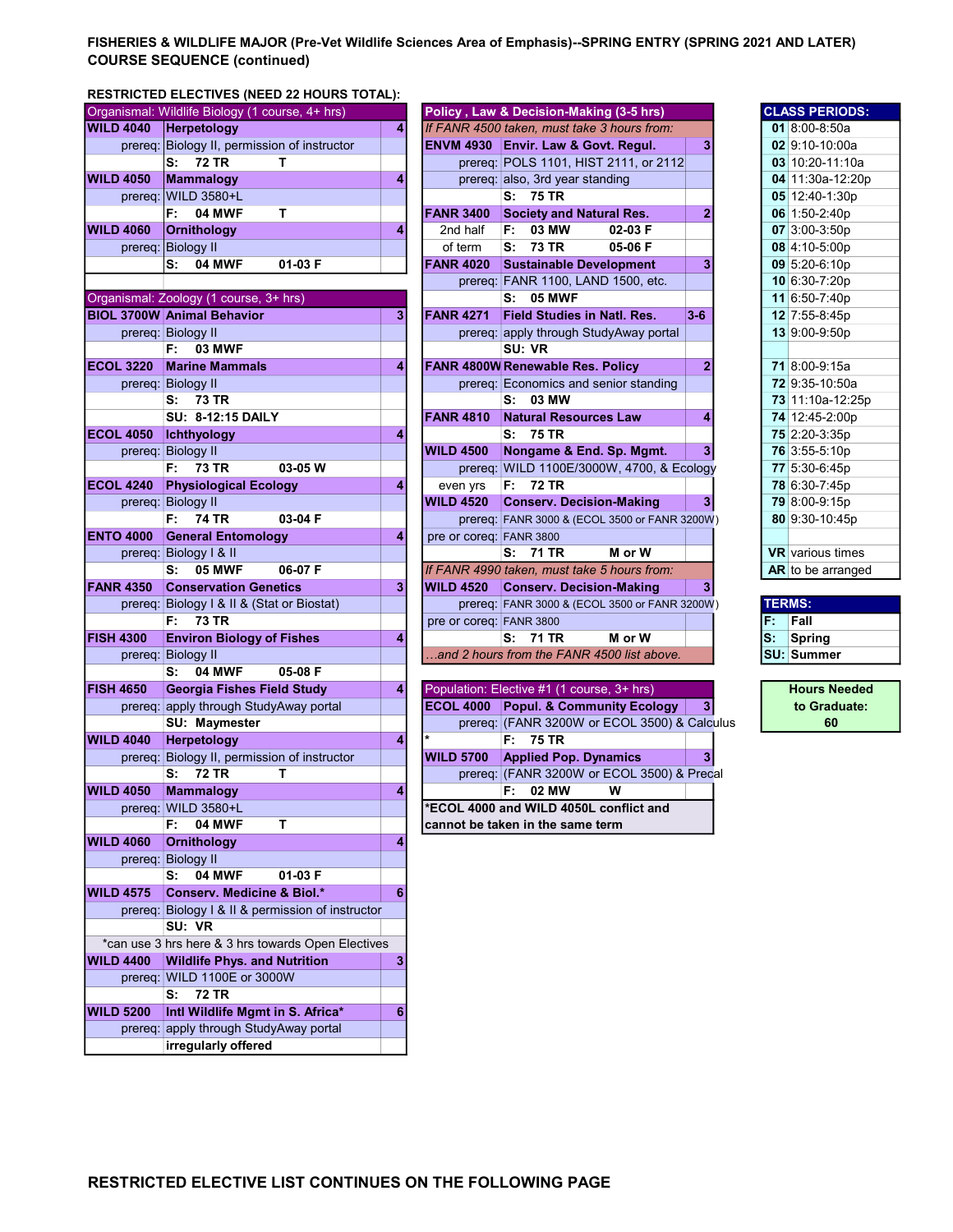**FISHERIES & WILDLIFE MAJOR (Pre-Vet Wildlife Sciences Area of Emphasis)--SPRING ENTRY (SPRING 2021 AND LATER) COURSE SEQUENCE (continued)**

**RESTRICTED ELECTIVES (NEED 22 HOURS TOTAL):**

| Organismal: Wildlife Biology (1 course, 4+ hrs) | | | |
|---|---|---|---|
| **WILD 4040** | **Herpetology** | | **4** |
| prereq: | Biology II, permission of instructor | | |
| | S: 72 TR | T | |
| **WILD 4050** | **Mammalogy** | | **4** |
| prereq: | WILD 3580+L | | |
| | F: 04 MWF | T | |
| **WILD 4060** | **Ornithology** | | **4** |
| prereq: | Biology II | | |
| | S: 04 MWF | 01-03 F | |

| Organismal: Zoology (1 course, 3+ hrs) | | | |
|---|---|---|---|
| **BIOL 3700W** | **Animal Behavior** | | **3** |
| prereq: | Biology II | | |
| | F: 03 MWF | | |
| **ECOL 3220** | **Marine Mammals** | | **4** |
| prereq: | Biology II | | |
| | S: 73 TR | | |
| | SU: 8-12:15 DAILY | | |
| **ECOL 4050** | **Ichthyology** | | **4** |
| prereq: | Biology II | | |
| | F: 73 TR | 03-05 W | |
| **ECOL 4240** | **Physiological Ecology** | | **4** |
| prereq: | Biology II | | |
| | F: 74 TR | 03-04 F | |
| **ENTO 4000** | **General Entomology** | | **4** |
| prereq: | Biology I & II | | |
| | S: 05 MWF | 06-07 F | |
| **FANR 4350** | **Conservation Genetics** | | **3** |
| prereq: | Biology I & II & (Stat or Biostat) | | |
| | F: 73 TR | | |
| **FISH 4300** | **Environ Biology of Fishes** | | **4** |
| prereq: | Biology II | | |
| | S: 04 MWF | 05-08 F | |
| **FISH 4650** | **Georgia Fishes Field Study** | | **4** |
| prereq: | apply through StudyAway portal | | |
| | SU: Maymester | | |
| **WILD 4040** | **Herpetology** | | **4** |
| prereq: | Biology II, permission of instructor | | |
| | S: 72 TR | T | |
| **WILD 4050** | **Mammalogy** | | **4** |
| prereq: | WILD 3580+L | | |
| | F: 04 MWF | T | |
| **WILD 4060** | **Ornithology** | | **4** |
| prereq: | Biology II | | |
| | S: 04 MWF | 01-03 F | |
| **WILD 4575** | **Conserv. Medicine & Biol.*** | | **6** |
| prereq: | Biology I & II & permission of instructor | | |
| | SU: VR | | |
| *can use 3 hrs here & 3 hrs towards Open Electives | | | |
| **WILD 4400** | **Wildlife Phys. and Nutrition** | | **3** |
| prereq: | WILD 1100E or 3000W | | |
| | S: 72 TR | | |
| **WILD 5200** | **Intl Wildlife Mgmt in S. Africa*** | | **6** |
| prereq: | apply through StudyAway portal | | |
| | irregularly offered | | |

| **Policy , Law & Decision-Making (3-5 hrs)** | | | |
|---|---|---|---|
| *If FANR 4500 taken, must take 3 hours from:* | | | |
| **ENVM 4930** | **Envir. Law & Govt. Regul.** | | **3** |
| prereq: | POLS 1101, HIST 2111, or 2112 | | |
| prereq: | also, 3rd year standing | | |
| | S: 75 TR | | |
| **FANR 3400** | **Society and Natural Res.** | | **2** |
| 2nd half | F: 03 MW | 02-03 F | |
| of term | S: 73 TR | 05-06 F | |
| **FANR 4020** | **Sustainable Development** | | **3** |
| prereq: | FANR 1100, LAND 1500, etc. | | |
| | S: 05 MWF | | |
| **FANR 4271** | **Field Studies in Natl. Res.** | | **3-6** |
| prereq: | apply through StudyAway portal | | |
| | SU: VR | | |
| **FANR 4800W** | **Renewable Res. Policy** | | **2** |
| prereq: | Economics and senior standing | | |
| | S: 03 MW | | |
| **FANR 4810** | **Natural Resources Law** | | **4** |
| | S: 75 TR | | |
| **WILD 4500** | **Nongame & End. Sp. Mgmt.** | | **3** |
| prereq: | WILD 1100E/3000W, 4700, & Ecology | | |
| even yrs | F: 72 TR | | |
| **WILD 4520** | **Conserv. Decision-Making** | | **3** |
| prereq: | FANR 3000 & (ECOL 3500 or FANR 3200W) | | |
| pre or coreq: | FANR 3800 | | |
| | S: 71 TR | M or W | |
| *If FANR 4990 taken, must take 5 hours from:* | | | |
| **WILD 4520** | **Conserv. Decision-Making** | | **3** |
| prereq: | FANR 3000 & (ECOL 3500 or FANR 3200W) | | |
| pre or coreq: | FANR 3800 | | |
| | S: 71 TR | M or W | |
| *...and 2 hours from the FANR 4500 list above.* | | | |

| Population: Elective #1 (1 course, 3+ hrs) | | | |
|---|---|---|---|
| **ECOL 4000** | **Popul. & Community Ecology** | | **3** |
| prereq: | (FANR 3200W or ECOL 3500) & Calculus | | |
| * | F: 75 TR | | |
| **WILD 5700** | **Applied Pop. Dynamics** | | **3** |
| prereq: | (FANR 3200W or ECOL 3500) & Precal | | |
| | F: 02 MW | W | |
| ***ECOL 4000 and WILD 4050L conflict and cannot be taken in the same term** | | | |

| **CLASS PERIODS:** | |
|---|---|
| **01** | 8:00-8:50a |
| **02** | 9:10-10:00a |
| **03** | 10:20-11:10a |
| **04** | 11:30a-12:20p |
| **05** | 12:40-1:30p |
| **06** | 1:50-2:40p |
| **07** | 3:00-3:50p |
| **08** | 4:10-5:00p |
| **09** | 5:20-6:10p |
| **10** | 6:30-7:20p |
| **11** | 6:50-7:40p |
| **12** | 7:55-8:45p |
| **13** | 9:00-9:50p |
| **71** | 8:00-9:15a |
| **72** | 9:35-10:50a |
| **73** | 11:10a-12:25p |
| **74** | 12:45-2:00p |
| **75** | 2:20-3:35p |
| **76** | 3:55-5:10p |
| **77** | 5:30-6:45p |
| **78** | 6:30-7:45p |
| **79** | 8:00-9:15p |
| **80** | 9:30-10:45p |
| **VR** | various times |
| **AR** | to be arranged |

| **TERMS:** | |
|---|---|
| **F:** | Fall |
| **S:** | Spring |
| **SU:** | Summer |

| **Hours Needed to Graduate:** |
|---|
| **60** |

**RESTRICTED ELECTIVE LIST CONTINUES ON THE FOLLOWING PAGE**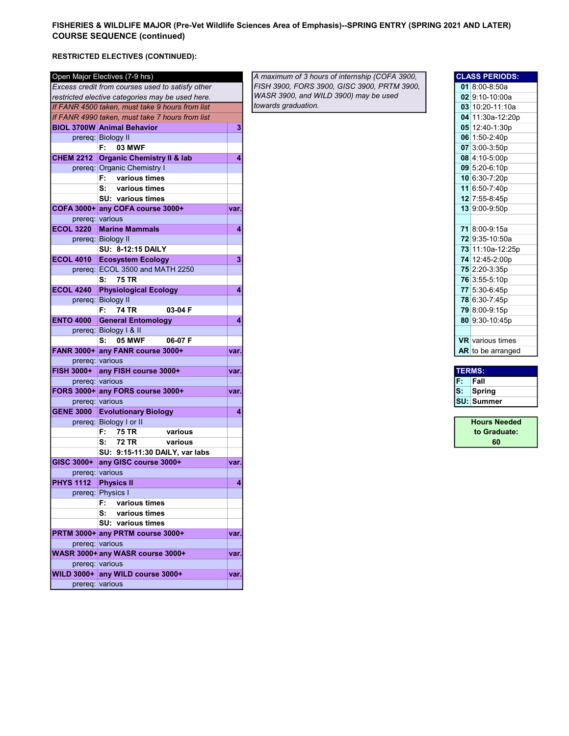**FISHERIES & WILDLIFE MAJOR (Pre-Vet Wildlife Sciences Area of Emphasis)--SPRING ENTRY (SPRING 2021 AND LATER) COURSE SEQUENCE (continued)**

**RESTRICTED ELECTIVES (CONTINUED):**

| Open Major Electives (7-9 hrs) | | |
|---|---|---|
| *Excess credit from courses used to satisfy other restricted elective categories may be used here.* | | |
| *If FANR 4500 taken, must take 9 hours from list* | | |
| *If FANR 4990 taken, must take 7 hours from list* | | |
| **BIOL 3700W** | **Animal Behavior** | **3** |
| prereq: | Biology II | |
| | **F: 03 MWF** | |
| **CHEM 2212** | **Organic Chemistry II & lab** | **4** |
| prereq: | Organic Chemistry I | |
| | **F: various times** | |
| | **S: various times** | |
| | **SU: various times** | |
| **COFA 3000+** | **any COFA course 3000+** | **var.** |
| prereq: | various | |
| **ECOL 3220** | **Marine Mammals** | **4** |
| prereq: | Biology II | |
| | **SU: 8-12:15 DAILY** | |
| **ECOL 4010** | **Ecosystem Ecology** | **3** |
| prereq: | ECOL 3500 and MATH 2250 | |
| | **S: 75 TR** | |
| **ECOL 4240** | **Physiological Ecology** | **4** |
| prereq: | Biology II | |
| | **F: 74 TR 03-04 F** | |
| **ENTO 4000** | **General Entomology** | **4** |
| prereq: | Biology I & II | |
| | **S: 05 MWF 06-07 F** | |
| **FANR 3000+** | **any FANR course 3000+** | **var.** |
| prereq: | various | |
| **FISH 3000+** | **any FISH course 3000+** | **var.** |
| prereq: | various | |
| **FORS 3000+** | **any FORS course 3000+** | **var.** |
| prereq: | various | |
| **GENE 3000** | **Evolutionary Biology** | **4** |
| prereq: | Biology I or II | |
| | **F: 75 TR various** | |
| | **S: 72 TR various** | |
| | **SU: 9:15-11:30 DAILY, var labs** | |
| **GISC 3000+** | **any GISC course 3000+** | **var.** |
| prereq: | various | |
| **PHYS 1112** | **Physics II** | **4** |
| prereq: | Physics I | |
| | **F: various times** | |
| | **S: various times** | |
| | **SU: various times** | |
| **PRTM 3000+** | **any PRTM course 3000+** | **var.** |
| prereq: | various | |
| **WASR 3000+** | **any WASR course 3000+** | **var.** |
| prereq: | various | |
| **WILD 3000+** | **any WILD course 3000+** | **var.** |
| prereq: | various | |

*A maximum of 3 hours of internship (COFA 3900, FISH 3900, FORS 3900, GISC 3900, PRTM 3900, WASR 3900, and WILD 3900) may be used towards graduation.*

| CLASS PERIODS: | |
|---|---|
| **01** | 8:00-8:50a |
| **02** | 9:10-10:00a |
| **03** | 10:20-11:10a |
| **04** | 11:30a-12:20p |
| **05** | 12:40-1:30p |
| **06** | 1:50-2:40p |
| **07** | 3:00-3:50p |
| **08** | 4:10-5:00p |
| **09** | 5:20-6:10p |
| **10** | 6:30-7:20p |
| **11** | 6:50-7:40p |
| **12** | 7:55-8:45p |
| **13** | 9:00-9:50p |
| | |
| **71** | 8:00-9:15a |
| **72** | 9:35-10:50a |
| **73** | 11:10a-12:25p |
| **74** | 12:45-2:00p |
| **75** | 2:20-3:35p |
| **76** | 3:55-5:10p |
| **77** | 5:30-6:45p |
| **78** | 6:30-7:45p |
| **79** | 8:00-9:15p |
| **80** | 9:30-10:45p |
| | |
| **VR** | various times |
| **AR** | to be arranged |

| TERMS: | |
|---|---|
| **F:** | **Fall** |
| **S:** | **Spring** |
| **SU:** | **Summer** |

**Hours Needed to Graduate: 60**